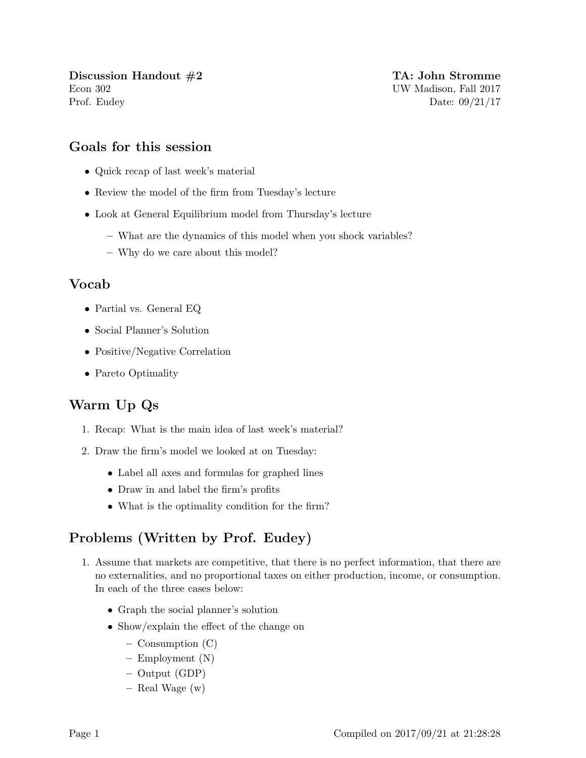**Discussion Handout #2** | **TA: John Stromme**
Econ 302 | UW Madison, Fall 2017
Prof. Eudey | Date: 09/21/17

## Goals for this session

- Quick recap of last week's material
- Review the model of the firm from Tuesday's lecture
- Look at General Equilibrium model from Thursday's lecture
  - What are the dynamics of this model when you shock variables?
  - Why do we care about this model?

## Vocab

- Partial vs. General EQ
- Social Planner's Solution
- Positive/Negative Correlation
- Pareto Optimality

## Warm Up Qs

1. Recap: What is the main idea of last week's material?
2. Draw the firm's model we looked at on Tuesday:
   - Label all axes and formulas for graphed lines
   - Draw in and label the firm's profits
   - What is the optimality condition for the firm?

## Problems (Written by Prof. Eudey)

1. Assume that markets are competitive, that there is no perfect information, that there are no externalities, and no proportional taxes on either production, income, or consumption. In each of the three cases below:
   - Graph the social planner's solution
   - Show/explain the effect of the change on
     - Consumption (C)
     - Employment (N)
     - Output (GDP)
     - Real Wage (w)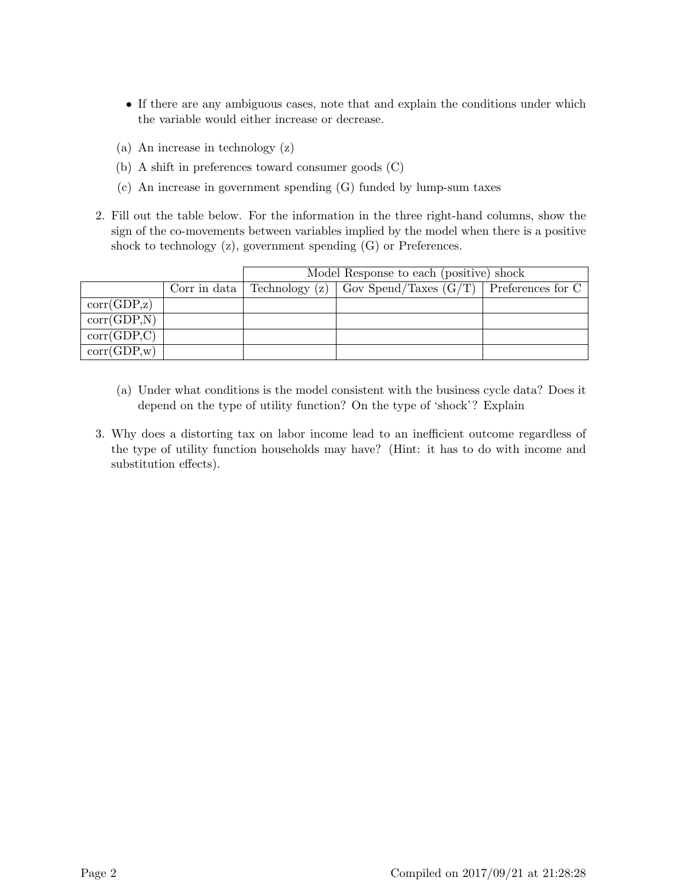- If there are any ambiguous cases, note that and explain the conditions under which the variable would either increase or decrease.

(a) An increase in technology (z)

(b) A shift in preferences toward consumer goods (C)

(c) An increase in government spending (G) funded by lump-sum taxes

2. Fill out the table below. For the information in the three right-hand columns, show the sign of the co-movements between variables implied by the model when there is a positive shock to technology (z), government spending (G) or Preferences.

| | | Model Response to each (positive) shock | | |
|---|---|---|---|---|
| | Corr in data | Technology (z) | Gov Spend/Taxes (G/T) | Preferences for C |
| corr(GDP,z) | | | | |
| corr(GDP,N) | | | | |
| corr(GDP,C) | | | | |
| corr(GDP,w) | | | | |

(a) Under what conditions is the model consistent with the business cycle data? Does it depend on the type of utility function? On the type of 'shock'? Explain

3. Why does a distorting tax on labor income lead to an inefficient outcome regardless of the type of utility function households may have? (Hint: it has to do with income and substitution effects).